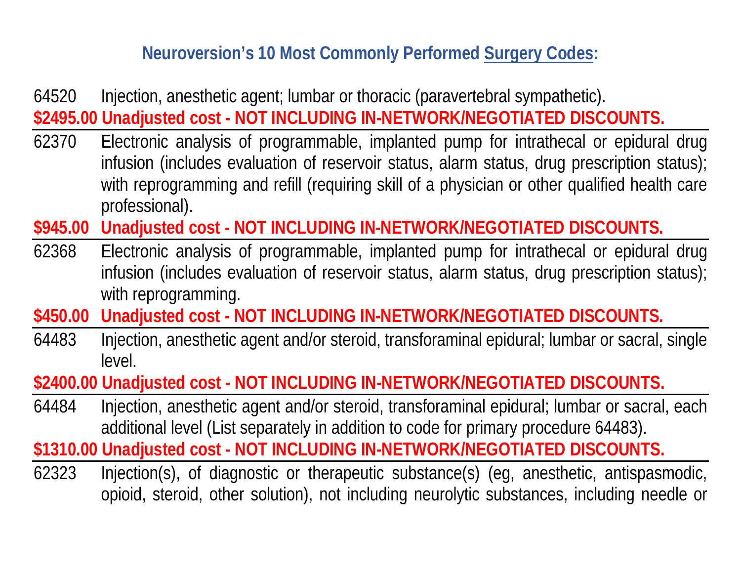## Neuroversion's 10 Most Commonly Performed Surgery Codes:

64520 Injection, anesthetic agent; lumbar or thoracic (paravertebral sympathetic).

**$2495.00 Unadjusted cost - NOT INCLUDING IN-NETWORK/NEGOTIATED DISCOUNTS.**

---

62370 Electronic analysis of programmable, implanted pump for intrathecal or epidural drug infusion (includes evaluation of reservoir status, alarm status, drug prescription status); with reprogramming and refill (requiring skill of a physician or other qualified health care professional).

**$945.00 Unadjusted cost - NOT INCLUDING IN-NETWORK/NEGOTIATED DISCOUNTS.**

---

62368 Electronic analysis of programmable, implanted pump for intrathecal or epidural drug infusion (includes evaluation of reservoir status, alarm status, drug prescription status); with reprogramming.

**$450.00 Unadjusted cost - NOT INCLUDING IN-NETWORK/NEGOTIATED DISCOUNTS.**

---

64483 Injection, anesthetic agent and/or steroid, transforaminal epidural; lumbar or sacral, single level.

**$2400.00 Unadjusted cost - NOT INCLUDING IN-NETWORK/NEGOTIATED DISCOUNTS.**

---

64484 Injection, anesthetic agent and/or steroid, transforaminal epidural; lumbar or sacral, each additional level (List separately in addition to code for primary procedure 64483).

**$1310.00 Unadjusted cost - NOT INCLUDING IN-NETWORK/NEGOTIATED DISCOUNTS.**

---

62323 Injection(s), of diagnostic or therapeutic substance(s) (eg, anesthetic, antispasmodic, opioid, steroid, other solution), not including neurolytic substances, including needle or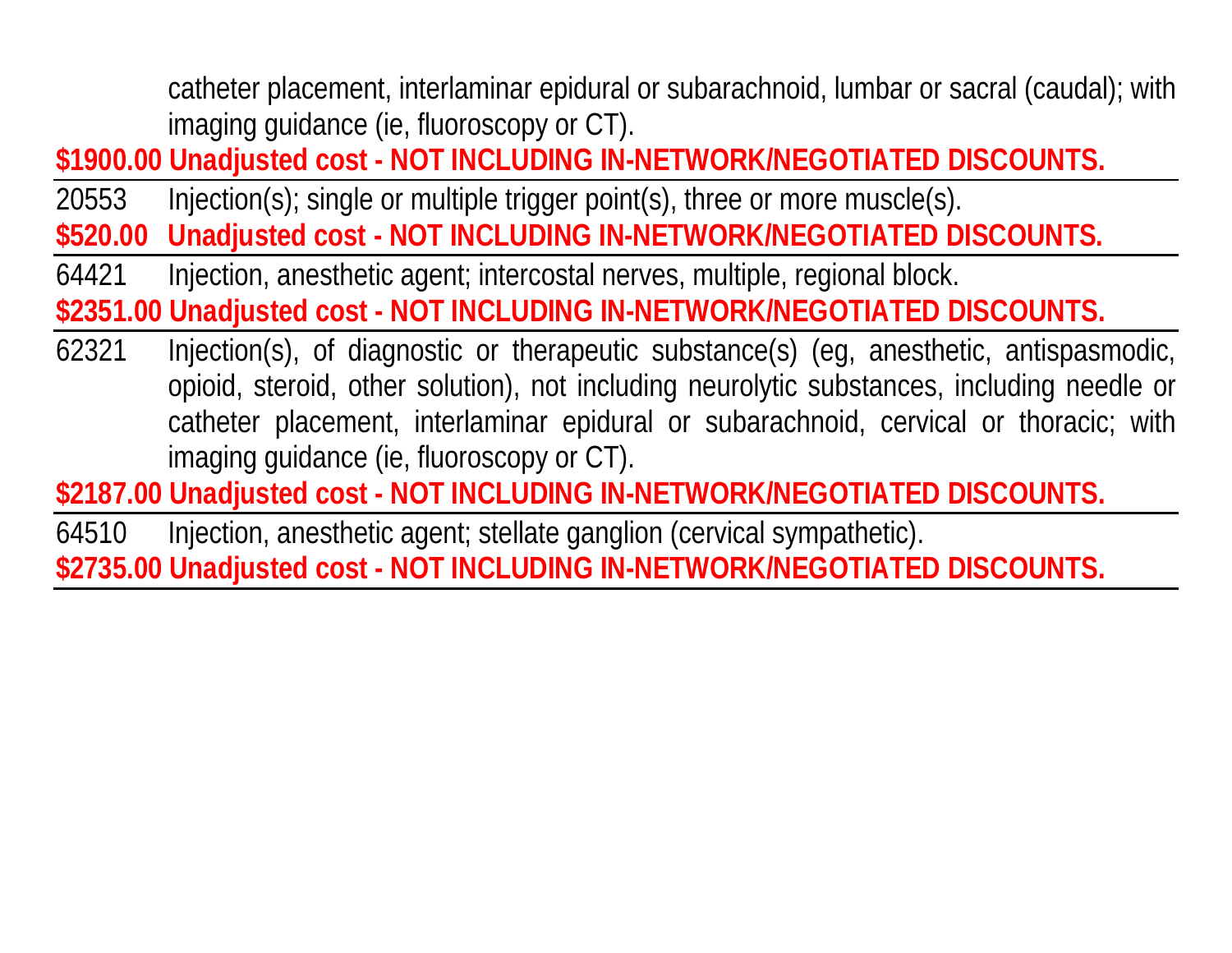catheter placement, interlaminar epidural or subarachnoid, lumbar or sacral (caudal); with imaging guidance (ie, fluoroscopy or CT).

**$1900.00 Unadjusted cost - NOT INCLUDING IN-NETWORK/NEGOTIATED DISCOUNTS.**

---

20553 Injection(s); single or multiple trigger point(s), three or more muscle(s).

**$520.00 Unadjusted cost - NOT INCLUDING IN-NETWORK/NEGOTIATED DISCOUNTS.**

---

64421 Injection, anesthetic agent; intercostal nerves, multiple, regional block.

**$2351.00 Unadjusted cost - NOT INCLUDING IN-NETWORK/NEGOTIATED DISCOUNTS.**

---

62321 Injection(s), of diagnostic or therapeutic substance(s) (eg, anesthetic, antispasmodic, opioid, steroid, other solution), not including neurolytic substances, including needle or catheter placement, interlaminar epidural or subarachnoid, cervical or thoracic; with imaging guidance (ie, fluoroscopy or CT).

**$2187.00 Unadjusted cost - NOT INCLUDING IN-NETWORK/NEGOTIATED DISCOUNTS.**

---

64510 Injection, anesthetic agent; stellate ganglion (cervical sympathetic).

**$2735.00 Unadjusted cost - NOT INCLUDING IN-NETWORK/NEGOTIATED DISCOUNTS.**

---